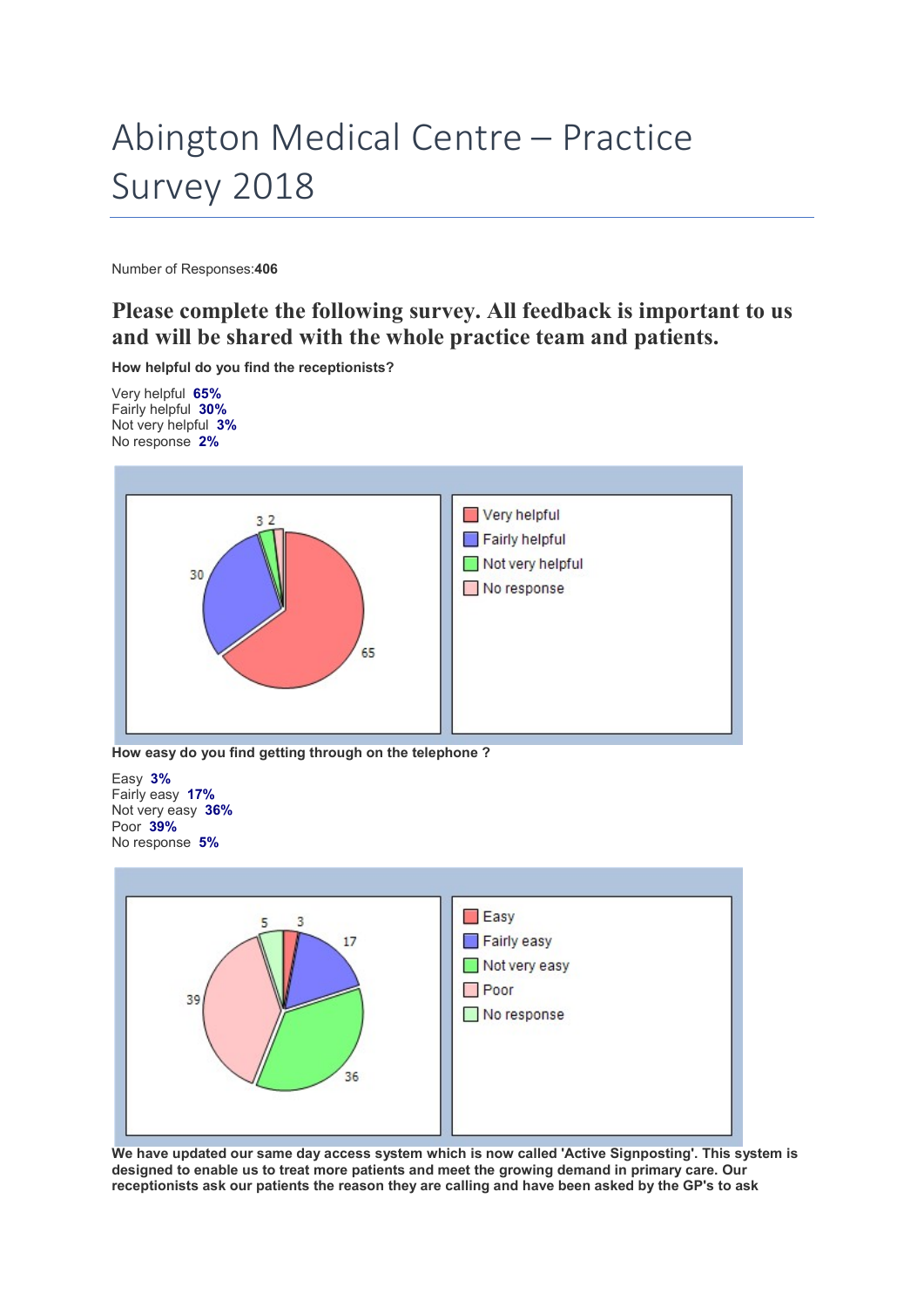# Abington Medical Centre – Practice Survey 2018

Number of Responses:**406**

## Please complete the following survey. All feedback is important to us and will be shared with the whole practice team and patients.

**How helpful do you find the receptionists?**

Very helpful **65%**
Fairly helpful **30%**
Not very helpful **3%**
No response **2%**

**How easy do you find getting through on the telephone ?**

Easy **3%**
Fairly easy **17%**
Not very easy **36%**
Poor **39%**
No response **5%**

**We have updated our same day access system which is now called 'Active Signposting'. This system is designed to enable us to treat more patients and meet the growing demand in primary care. Our receptionists ask our patients the reason they are calling and have been asked by the GP's to ask**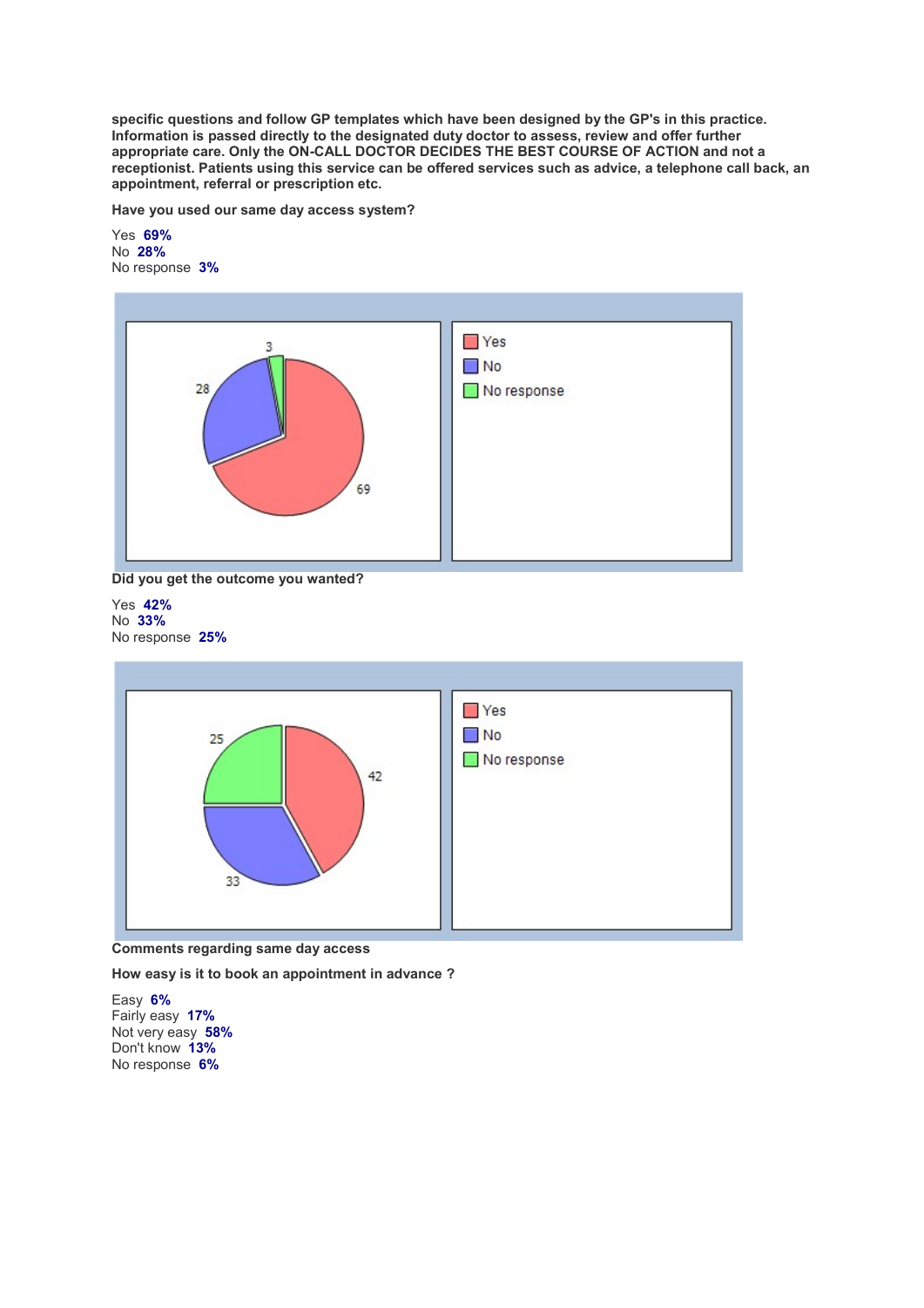**specific questions and follow GP templates which have been designed by the GP's in this practice. Information is passed directly to the designated duty doctor to assess, review and offer further appropriate care. Only the ON-CALL DOCTOR DECIDES THE BEST COURSE OF ACTION and not a receptionist. Patients using this service can be offered services such as advice, a telephone call back, an appointment, referral or prescription etc.**

**Have you used our same day access system?**

Yes **69%**
No **28%**
No response **3%**

**Did you get the outcome you wanted?**

Yes **42%**
No **33%**
No response **25%**

**Comments regarding same day access**

**How easy is it to book an appointment in advance ?**

Easy **6%**
Fairly easy **17%**
Not very easy **58%**
Don't know **13%**
No response **6%**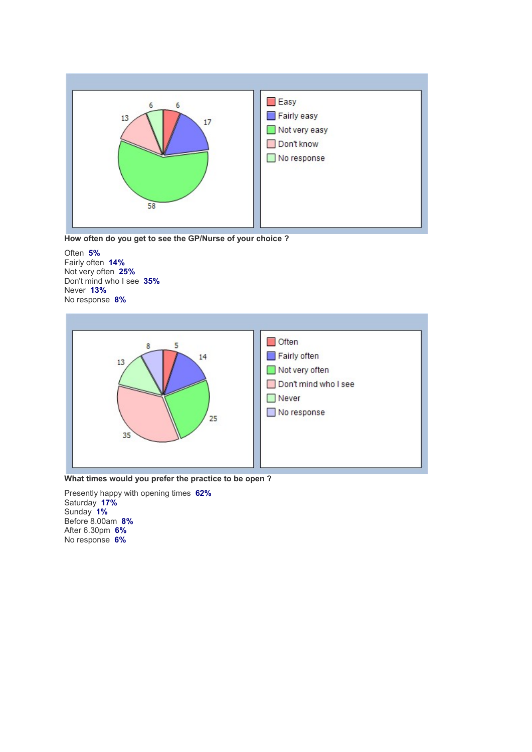Easy
Fairly easy
Not very easy
Don't know
No response

**How often do you get to see the GP/Nurse of your choice ?**

Often **5%**
Fairly often **14%**
Not very often **25%**
Don't mind who I see **35%**
Never **13%**
No response **8%**

Often
Fairly often
Not very often
Don't mind who I see
Never
No response

**What times would you prefer the practice to be open ?**

Presently happy with opening times **62%**
Saturday **17%**
Sunday **1%**
Before 8.00am **8%**
After 6.30pm **6%**
No response **6%**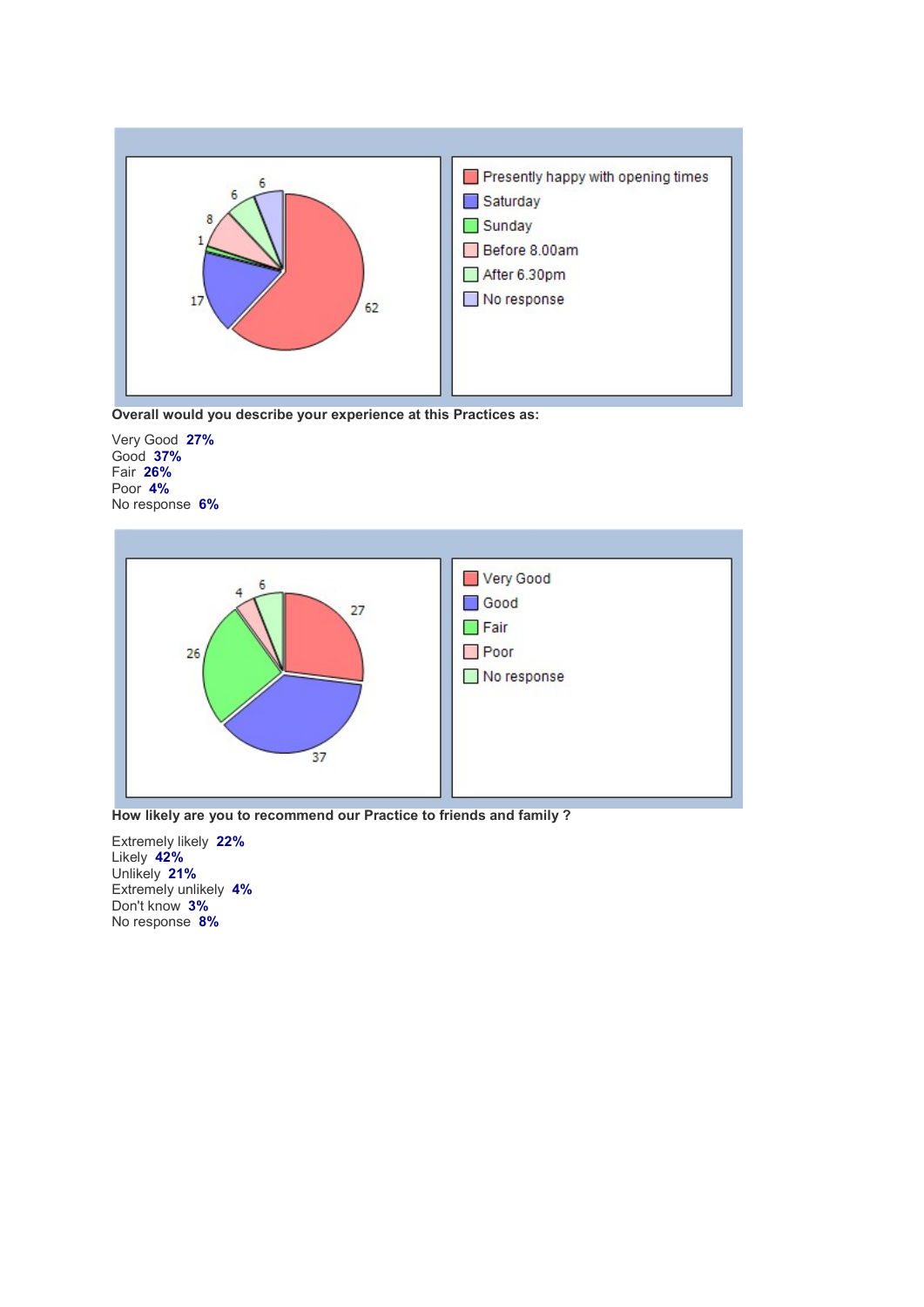**Overall would you describe your experience at this Practices as:**

Very Good **27%**
Good **37%**
Fair **26%**
Poor **4%**
No response **6%**

**How likely are you to recommend our Practice to friends and family ?**

Extremely likely **22%**
Likely **42%**
Unlikely **21%**
Extremely unlikely **4%**
Don't know **3%**
No response **8%**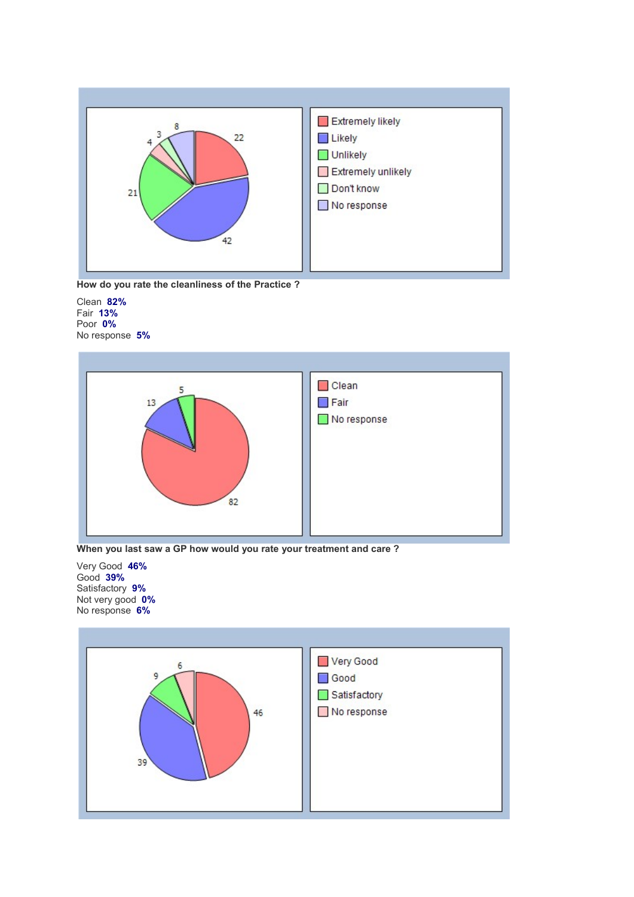Extremely likely
Likely
Unlikely
Extremely unlikely
Don't know
No response

**How do you rate the cleanliness of the Practice ?**

Clean **82%**
Fair **13%**
Poor **0%**
No response **5%**

Clean
Fair
No response

**When you last saw a GP how would you rate your treatment and care ?**

Very Good **46%**
Good **39%**
Satisfactory **9%**
Not very good **0%**
No response **6%**

Very Good
Good
Satisfactory
No response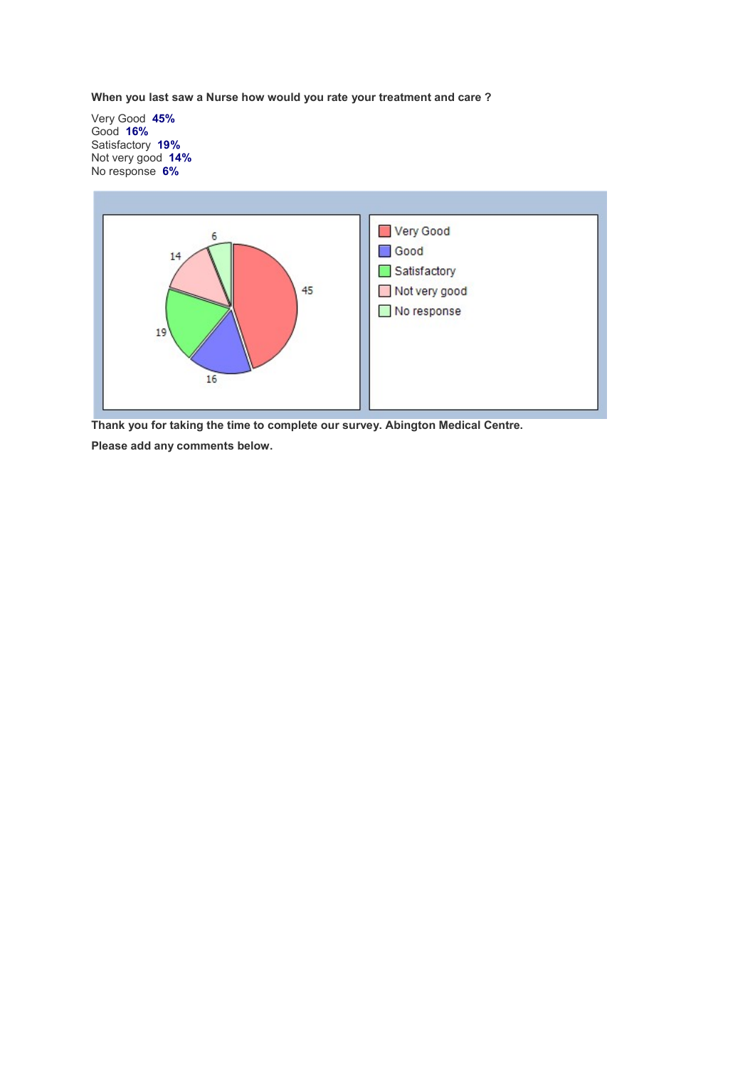**When you last saw a Nurse how would you rate your treatment and care ?**

Very Good **45%**
Good **16%**
Satisfactory **19%**
Not very good **14%**
No response **6%**

6
14
45
19
16

Very Good
Good
Satisfactory
Not very good
No response

**Thank you for taking the time to complete our survey. Abington Medical Centre.**

**Please add any comments below.**